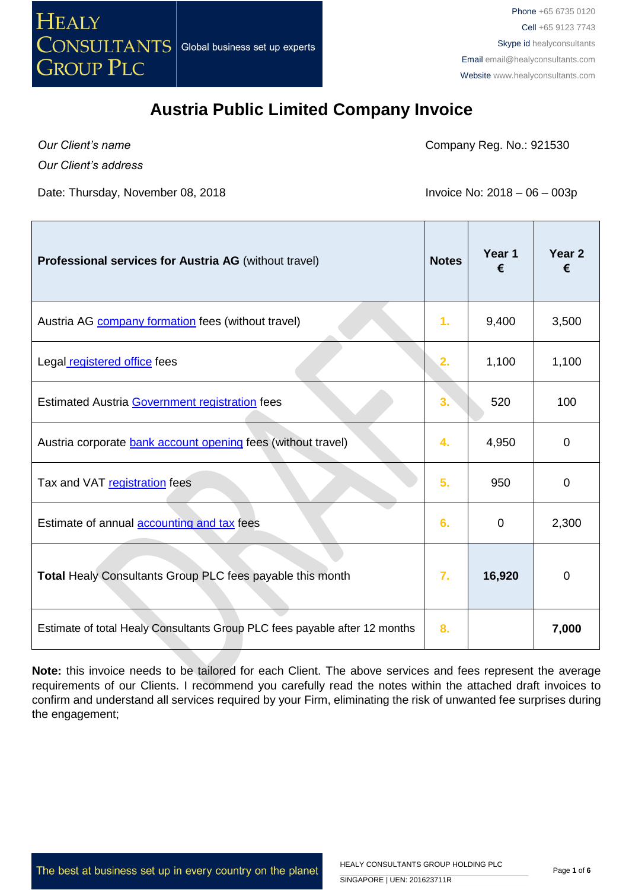HEALY CONSULTANTS GROUP PLC — Global business set up experts

Phone +65 6735 0120
Cell +65 9123 7743
Skype id healyconsultants
Email email@healyconsultants.com
Website www.healyconsultants.com

# Austria Public Limited Company Invoice

*Our Client's name*
*Our Client's address*

Company Reg. No.: 921530

Date: Thursday, November 08, 2018

Invoice No: 2018 – 06 – 003p

| **Professional services for Austria AG** (without travel) | **Notes** | **Year 1 €** | **Year 2 €** |
|---|---|---|---|
| Austria AG company formation fees (without travel) | 1. | 9,400 | 3,500 |
| Legal registered office fees | 2. | 1,100 | 1,100 |
| Estimated Austria Government registration fees | 3. | 520 | 100 |
| Austria corporate bank account opening fees (without travel) | 4. | 4,950 | 0 |
| Tax and VAT registration fees | 5. | 950 | 0 |
| Estimate of annual accounting and tax fees | 6. | 0 | 2,300 |
| **Total** Healy Consultants Group PLC fees payable this month | 7. | **16,920** | 0 |
| Estimate of total Healy Consultants Group PLC fees payable after 12 months | 8. | | **7,000** |

**Note:** this invoice needs to be tailored for each Client. The above services and fees represent the average requirements of our Clients. I recommend you carefully read the notes within the attached draft invoices to confirm and understand all services required by your Firm, eliminating the risk of unwanted fee surprises during the engagement;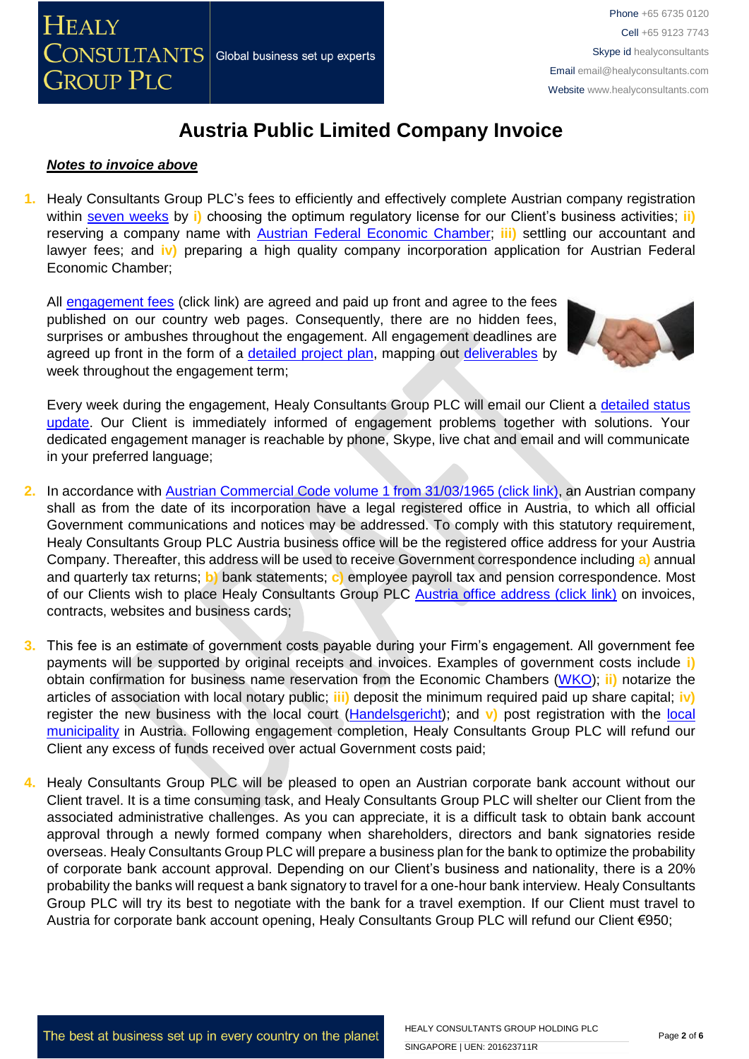# Austria Public Limited Company Invoice

***Notes to invoice above***

1. Healy Consultants Group PLC's fees to efficiently and effectively complete Austrian company registration within seven weeks by **i)** choosing the optimum regulatory license for our Client's business activities; **ii)** reserving a company name with Austrian Federal Economic Chamber; **iii)** settling our accountant and lawyer fees; and **iv)** preparing a high quality company incorporation application for Austrian Federal Economic Chamber;

   All engagement fees (click link) are agreed and paid up front and agree to the fees published on our country web pages. Consequently, there are no hidden fees, surprises or ambushes throughout the engagement. All engagement deadlines are agreed up front in the form of a detailed project plan, mapping out deliverables by week throughout the engagement term;

   Every week during the engagement, Healy Consultants Group PLC will email our Client a detailed status update. Our Client is immediately informed of engagement problems together with solutions. Your dedicated engagement manager is reachable by phone, Skype, live chat and email and will communicate in your preferred language;

2. In accordance with Austrian Commercial Code volume 1 from 31/03/1965 (click link), an Austrian company shall as from the date of its incorporation have a legal registered office in Austria, to which all official Government communications and notices may be addressed. To comply with this statutory requirement, Healy Consultants Group PLC Austria business office will be the registered office address for your Austria Company. Thereafter, this address will be used to receive Government correspondence including **a)** annual and quarterly tax returns; **b)** bank statements; **c)** employee payroll tax and pension correspondence. Most of our Clients wish to place Healy Consultants Group PLC Austria office address (click link) on invoices, contracts, websites and business cards;

3. This fee is an estimate of government costs payable during your Firm's engagement. All government fee payments will be supported by original receipts and invoices. Examples of government costs include **i)** obtain confirmation for business name reservation from the Economic Chambers (WKO); **ii)** notarize the articles of association with local notary public; **iii)** deposit the minimum required paid up share capital; **iv)** register the new business with the local court (Handelsgericht); and **v)** post registration with the local municipality in Austria. Following engagement completion, Healy Consultants Group PLC will refund our Client any excess of funds received over actual Government costs paid;

4. Healy Consultants Group PLC will be pleased to open an Austrian corporate bank account without our Client travel. It is a time consuming task, and Healy Consultants Group PLC will shelter our Client from the associated administrative challenges. As you can appreciate, it is a difficult task to obtain bank account approval through a newly formed company when shareholders, directors and bank signatories reside overseas. Healy Consultants Group PLC will prepare a business plan for the bank to optimize the probability of corporate bank account approval. Depending on our Client's business and nationality, there is a 20% probability the banks will request a bank signatory to travel for a one-hour bank interview. Healy Consultants Group PLC will try its best to negotiate with the bank for a travel exemption. If our Client must travel to Austria for corporate bank account opening, Healy Consultants Group PLC will refund our Client €950;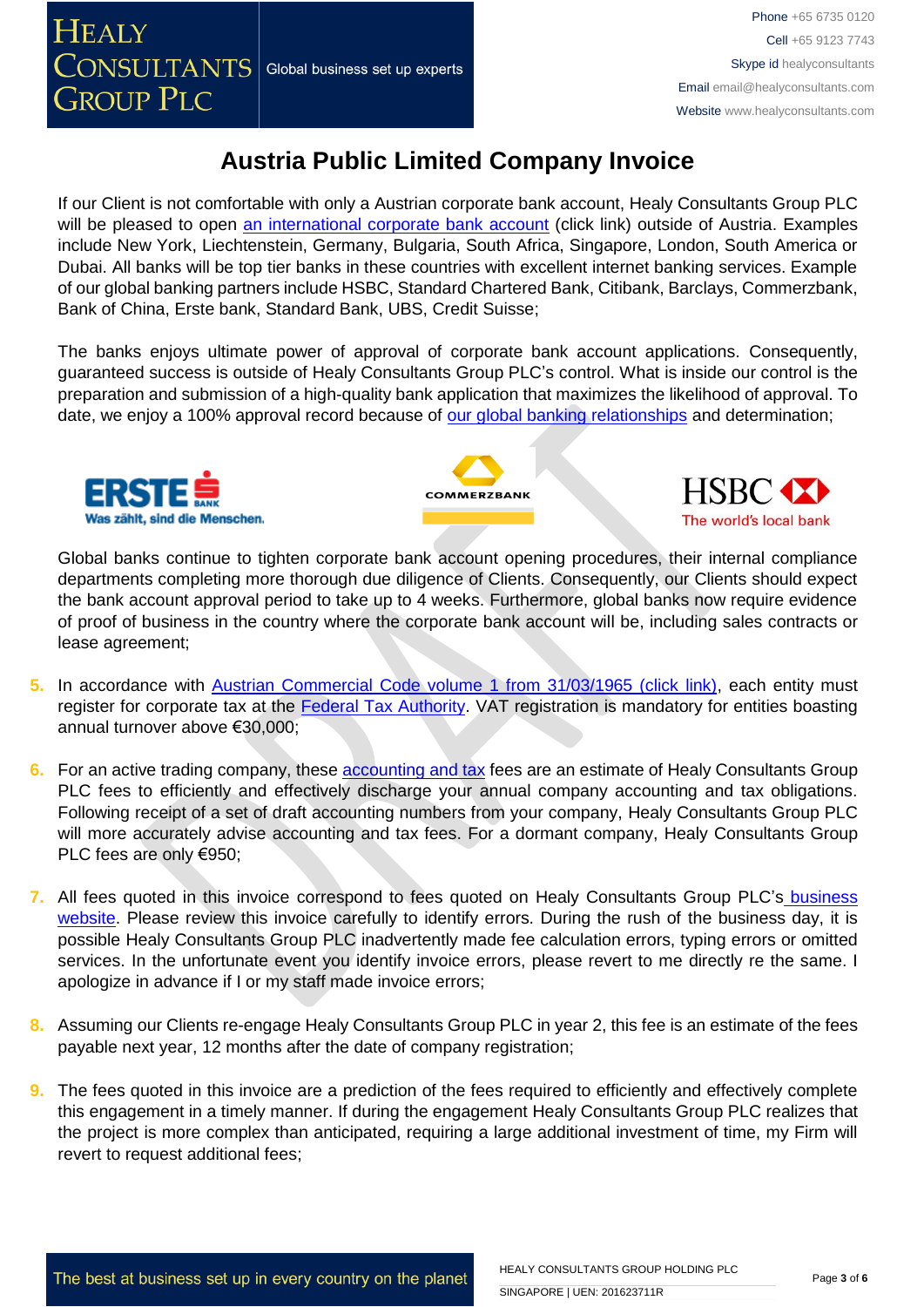# Austria Public Limited Company Invoice

If our Client is not comfortable with only a Austrian corporate bank account, Healy Consultants Group PLC will be pleased to open an international corporate bank account (click link) outside of Austria. Examples include New York, Liechtenstein, Germany, Bulgaria, South Africa, Singapore, London, South America or Dubai. All banks will be top tier banks in these countries with excellent internet banking services. Example of our global banking partners include HSBC, Standard Chartered Bank, Citibank, Barclays, Commerzbank, Bank of China, Erste bank, Standard Bank, UBS, Credit Suisse;

The banks enjoys ultimate power of approval of corporate bank account applications. Consequently, guaranteed success is outside of Healy Consultants Group PLC's control. What is inside our control is the preparation and submission of a high-quality bank application that maximizes the likelihood of approval. To date, we enjoy a 100% approval record because of our global banking relationships and determination;

Global banks continue to tighten corporate bank account opening procedures, their internal compliance departments completing more thorough due diligence of Clients. Consequently, our Clients should expect the bank account approval period to take up to 4 weeks. Furthermore, global banks now require evidence of proof of business in the country where the corporate bank account will be, including sales contracts or lease agreement;

5. In accordance with Austrian Commercial Code volume 1 from 31/03/1965 (click link), each entity must register for corporate tax at the Federal Tax Authority. VAT registration is mandatory for entities boasting annual turnover above €30,000;

6. For an active trading company, these accounting and tax fees are an estimate of Healy Consultants Group PLC fees to efficiently and effectively discharge your annual company accounting and tax obligations. Following receipt of a set of draft accounting numbers from your company, Healy Consultants Group PLC will more accurately advise accounting and tax fees. For a dormant company, Healy Consultants Group PLC fees are only €950;

7. All fees quoted in this invoice correspond to fees quoted on Healy Consultants Group PLC's business website. Please review this invoice carefully to identify errors. During the rush of the business day, it is possible Healy Consultants Group PLC inadvertently made fee calculation errors, typing errors or omitted services. In the unfortunate event you identify invoice errors, please revert to me directly re the same. I apologize in advance if I or my staff made invoice errors;

8. Assuming our Clients re-engage Healy Consultants Group PLC in year 2, this fee is an estimate of the fees payable next year, 12 months after the date of company registration;

9. The fees quoted in this invoice are a prediction of the fees required to efficiently and effectively complete this engagement in a timely manner. If during the engagement Healy Consultants Group PLC realizes that the project is more complex than anticipated, requiring a large additional investment of time, my Firm will revert to request additional fees;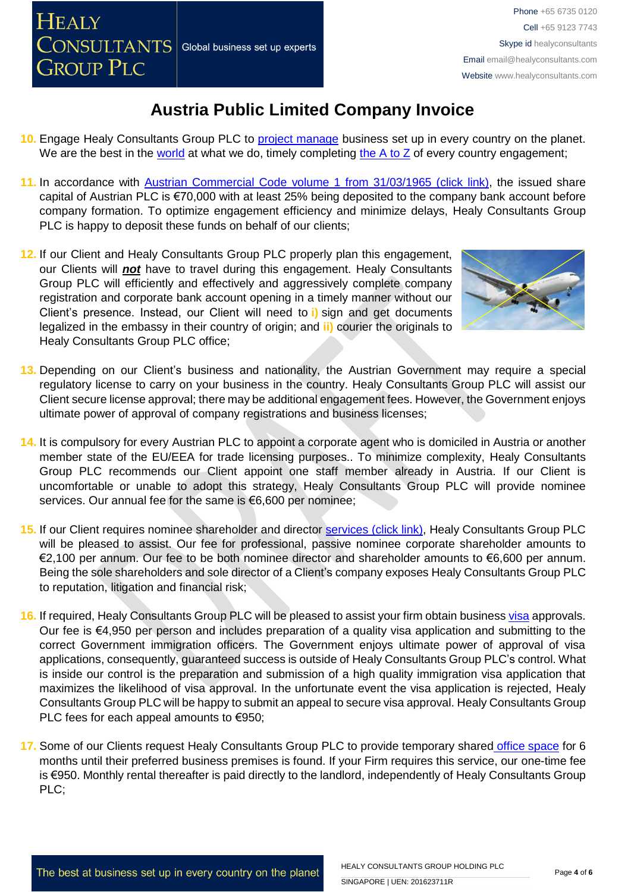# Austria Public Limited Company Invoice

10. Engage Healy Consultants Group PLC to project manage business set up in every country on the planet. We are the best in the world at what we do, timely completing the A to Z of every country engagement;

11. In accordance with Austrian Commercial Code volume 1 from 31/03/1965 (click link), the issued share capital of Austrian PLC is €70,000 with at least 25% being deposited to the company bank account before company formation. To optimize engagement efficiency and minimize delays, Healy Consultants Group PLC is happy to deposit these funds on behalf of our clients;

12. If our Client and Healy Consultants Group PLC properly plan this engagement, our Clients will ***not*** have to travel during this engagement. Healy Consultants Group PLC will efficiently and effectively and aggressively complete company registration and corporate bank account opening in a timely manner without our Client's presence. Instead, our Client will need to **i)** sign and get documents legalized in the embassy in their country of origin; and **ii)** courier the originals to Healy Consultants Group PLC office;

13. Depending on our Client's business and nationality, the Austrian Government may require a special regulatory license to carry on your business in the country. Healy Consultants Group PLC will assist our Client secure license approval; there may be additional engagement fees. However, the Government enjoys ultimate power of approval of company registrations and business licenses;

14. It is compulsory for every Austrian PLC to appoint a corporate agent who is domiciled in Austria or another member state of the EU/EEA for trade licensing purposes.. To minimize complexity, Healy Consultants Group PLC recommends our Client appoint one staff member already in Austria. If our Client is uncomfortable or unable to adopt this strategy, Healy Consultants Group PLC will provide nominee services. Our annual fee for the same is €6,600 per nominee;

15. If our Client requires nominee shareholder and director services (click link), Healy Consultants Group PLC will be pleased to assist. Our fee for professional, passive nominee corporate shareholder amounts to €2,100 per annum. Our fee to be both nominee director and shareholder amounts to €6,600 per annum. Being the sole shareholders and sole director of a Client's company exposes Healy Consultants Group PLC to reputation, litigation and financial risk;

16. If required, Healy Consultants Group PLC will be pleased to assist your firm obtain business visa approvals. Our fee is €4,950 per person and includes preparation of a quality visa application and submitting to the correct Government immigration officers. The Government enjoys ultimate power of approval of visa applications, consequently, guaranteed success is outside of Healy Consultants Group PLC's control. What is inside our control is the preparation and submission of a high quality immigration visa application that maximizes the likelihood of visa approval. In the unfortunate event the visa application is rejected, Healy Consultants Group PLC will be happy to submit an appeal to secure visa approval. Healy Consultants Group PLC fees for each appeal amounts to €950;

17. Some of our Clients request Healy Consultants Group PLC to provide temporary shared office space for 6 months until their preferred business premises is found. If your Firm requires this service, our one-time fee is €950. Monthly rental thereafter is paid directly to the landlord, independently of Healy Consultants Group PLC;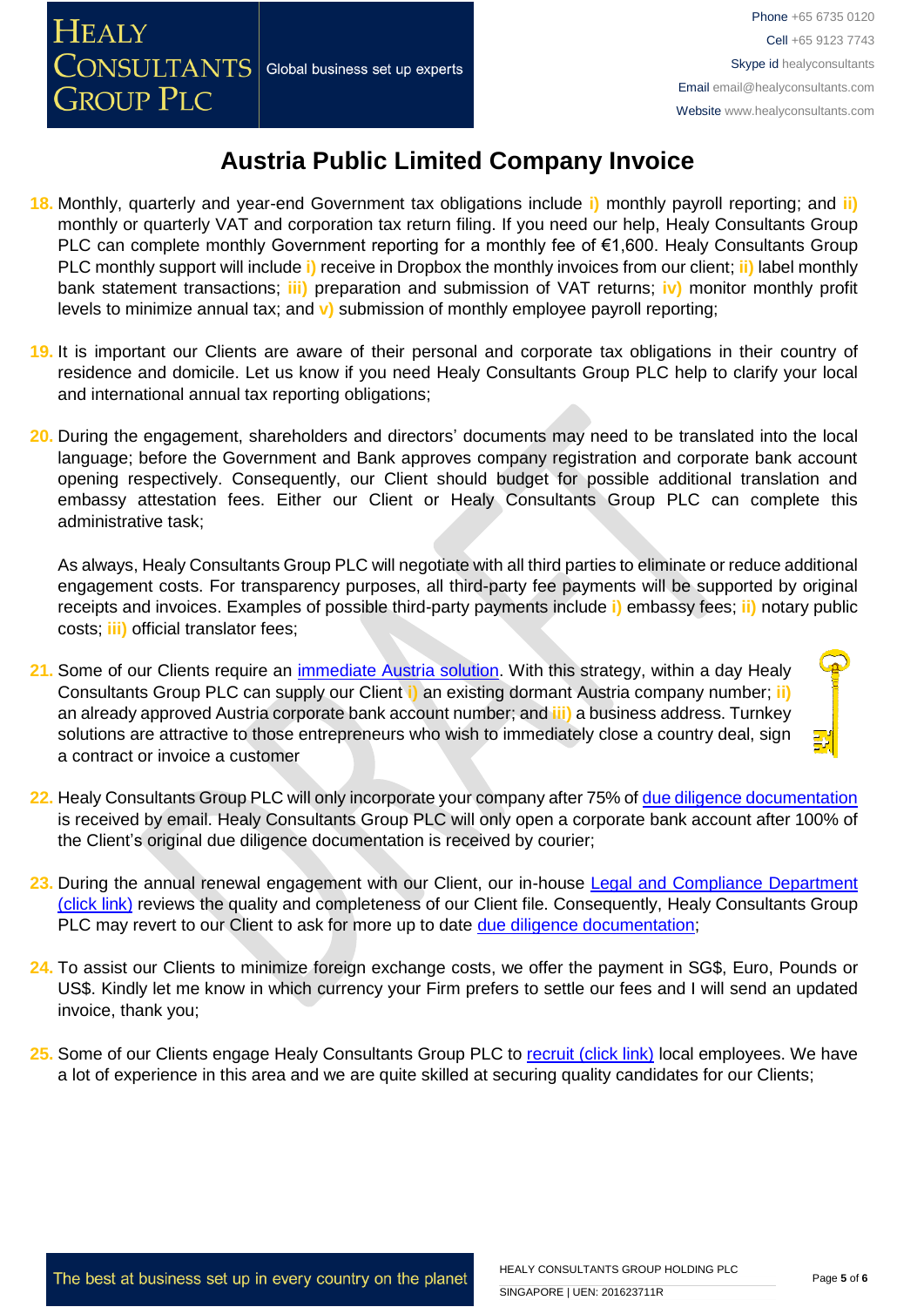# Austria Public Limited Company Invoice

18. Monthly, quarterly and year-end Government tax obligations include i) monthly payroll reporting; and ii) monthly or quarterly VAT and corporation tax return filing. If you need our help, Healy Consultants Group PLC can complete monthly Government reporting for a monthly fee of €1,600. Healy Consultants Group PLC monthly support will include i) receive in Dropbox the monthly invoices from our client; ii) label monthly bank statement transactions; iii) preparation and submission of VAT returns; iv) monitor monthly profit levels to minimize annual tax; and v) submission of monthly employee payroll reporting;

19. It is important our Clients are aware of their personal and corporate tax obligations in their country of residence and domicile. Let us know if you need Healy Consultants Group PLC help to clarify your local and international annual tax reporting obligations;

20. During the engagement, shareholders and directors' documents may need to be translated into the local language; before the Government and Bank approves company registration and corporate bank account opening respectively. Consequently, our Client should budget for possible additional translation and embassy attestation fees. Either our Client or Healy Consultants Group PLC can complete this administrative task;

    As always, Healy Consultants Group PLC will negotiate with all third parties to eliminate or reduce additional engagement costs. For transparency purposes, all third-party fee payments will be supported by original receipts and invoices. Examples of possible third-party payments include i) embassy fees; ii) notary public costs; iii) official translator fees;

21. Some of our Clients require an [immediate Austria solution](). With this strategy, within a day Healy Consultants Group PLC can supply our Client i) an existing dormant Austria company number; ii) an already approved Austria corporate bank account number; and iii) a business address. Turnkey solutions are attractive to those entrepreneurs who wish to immediately close a country deal, sign a contract or invoice a customer

22. Healy Consultants Group PLC will only incorporate your company after 75% of [due diligence documentation]() is received by email. Healy Consultants Group PLC will only open a corporate bank account after 100% of the Client's original due diligence documentation is received by courier;

23. During the annual renewal engagement with our Client, our in-house [Legal and Compliance Department (click link)]() reviews the quality and completeness of our Client file. Consequently, Healy Consultants Group PLC may revert to our Client to ask for more up to date [due diligence documentation]();

24. To assist our Clients to minimize foreign exchange costs, we offer the payment in SG$, Euro, Pounds or US$. Kindly let me know in which currency your Firm prefers to settle our fees and I will send an updated invoice, thank you;

25. Some of our Clients engage Healy Consultants Group PLC to [recruit (click link)]() local employees. We have a lot of experience in this area and we are quite skilled at securing quality candidates for our Clients;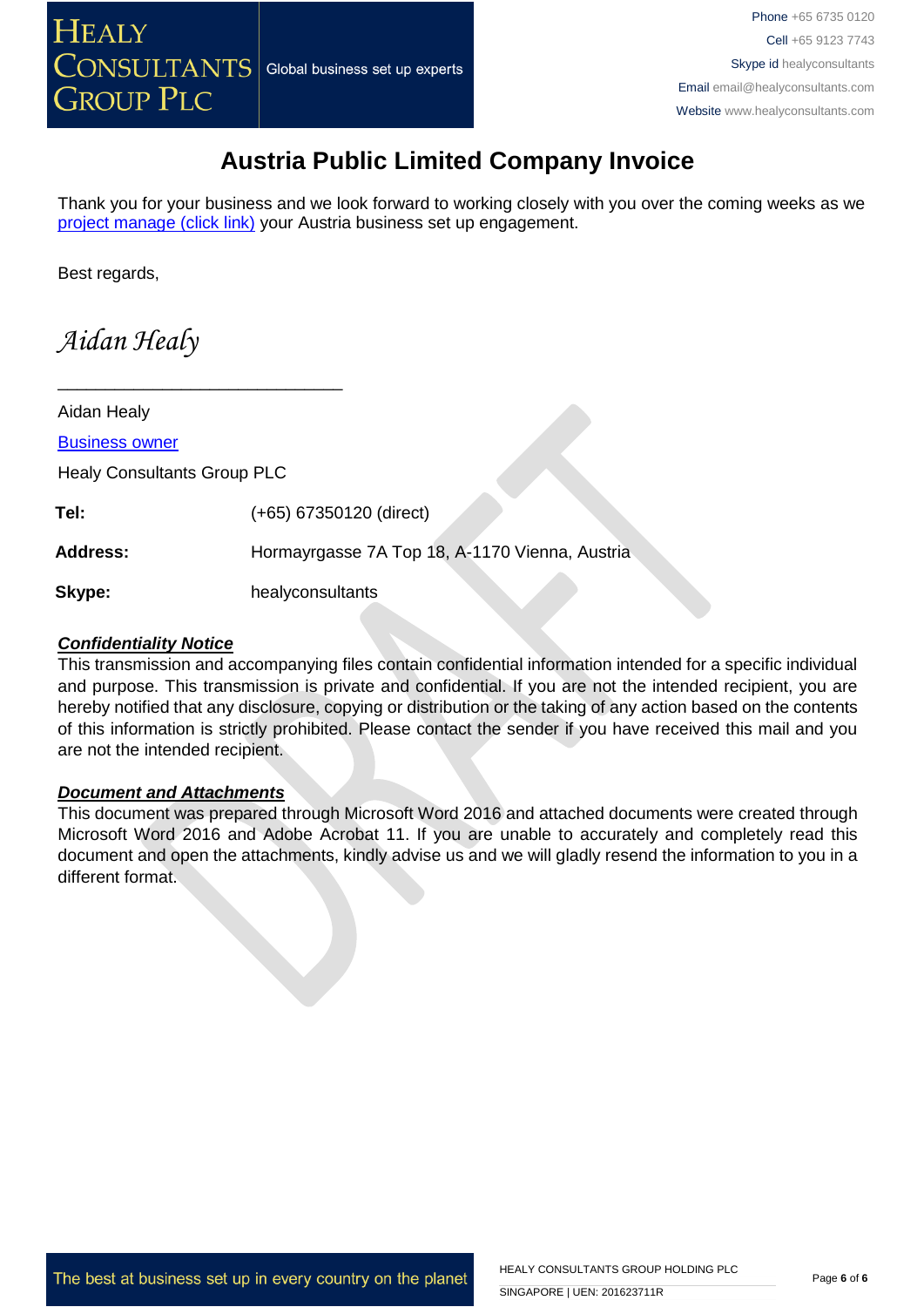# Austria Public Limited Company Invoice

Thank you for your business and we look forward to working closely with you over the coming weeks as we [project manage (click link)] your Austria business set up engagement.

Best regards,

*Aidan Healy*

\_\_\_\_\_\_\_\_\_\_\_\_\_\_\_\_\_\_\_\_\_\_\_\_\_\_\_\_\_\_

Aidan Healy

Business owner

Healy Consultants Group PLC

| | |
|---|---|
| **Tel:** | (+65) 67350120 (direct) |
| **Address:** | Hormayrgasse 7A Top 18, A-1170 Vienna, Austria |
| **Skype:** | healyconsultants |

***Confidentiality Notice***

This transmission and accompanying files contain confidential information intended for a specific individual and purpose. This transmission is private and confidential. If you are not the intended recipient, you are hereby notified that any disclosure, copying or distribution or the taking of any action based on the contents of this information is strictly prohibited. Please contact the sender if you have received this mail and you are not the intended recipient.

***Document and Attachments***

This document was prepared through Microsoft Word 2016 and attached documents were created through Microsoft Word 2016 and Adobe Acrobat 11. If you are unable to accurately and completely read this document and open the attachments, kindly advise us and we will gladly resend the information to you in a different format.